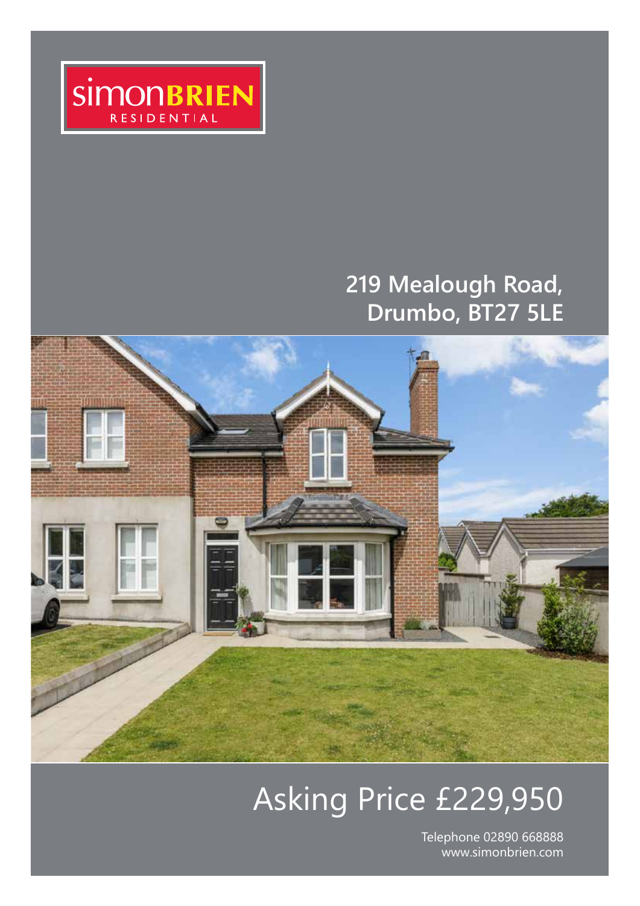simonBRIEN RESIDENTIAL

# 219 Mealough Road, Drumbo, BT27 5LE

## Asking Price £229,950

Telephone 02890 668888
www.simonbrien.com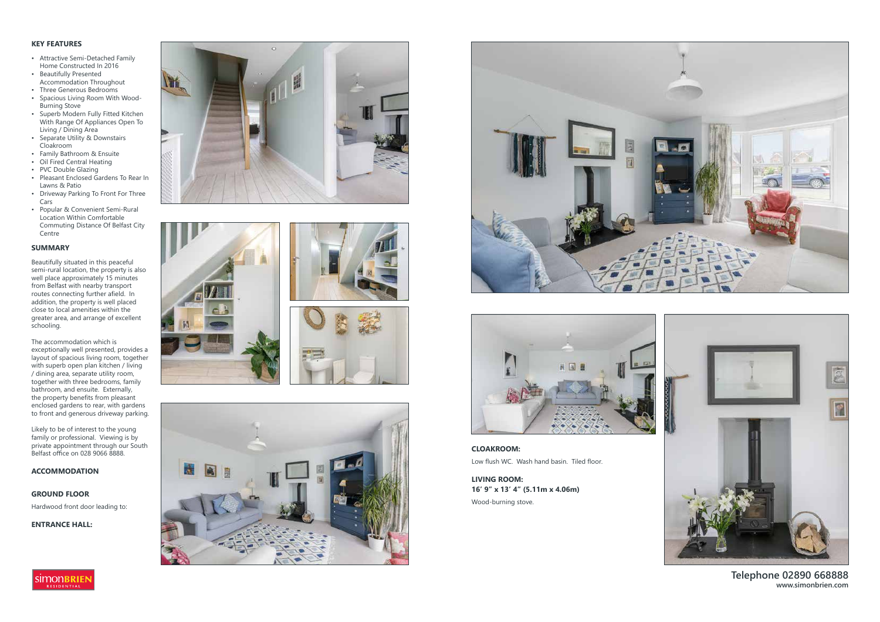## KEY FEATURES

- Attractive Semi-Detached Family Home Constructed In 2016
- Beautifully Presented Accommodation Throughout
- Three Generous Bedrooms
- Spacious Living Room With Wood-Burning Stove
- Superb Modern Fully Fitted Kitchen With Range Of Appliances Open To Living / Dining Area
- Separate Utility & Downstairs Cloakroom
- Family Bathroom & Ensuite
- Oil Fired Central Heating
- PVC Double Glazing
- Pleasant Enclosed Gardens To Rear In Lawns & Patio
- Driveway Parking To Front For Three Cars
- Popular & Convenient Semi-Rural Location Within Comfortable Commuting Distance Of Belfast City Centre

## SUMMARY

Beautifully situated in this peaceful semi-rural location, the property is also well place approximately 15 minutes from Belfast with nearby transport routes connecting further afield. In addition, the property is well placed close to local amenities within the greater area, and arrange of excellent schooling.

The accommodation which is exceptionally well presented, provides a layout of spacious living room, together with superb open plan kitchen / living / dining area, separate utility room, together with three bedrooms, family bathroom, and ensuite. Externally, the property benefits from pleasant enclosed gardens to rear, with gardens to front and generous driveway parking.

Likely to be of interest to the young family or professional. Viewing is by private appointment through our South Belfast office on 028 9066 8888.

## ACCOMMODATION

## GROUND FLOOR

Hardwood front door leading to:

## ENTRANCE HALL:

## CLOAKROOM:

Low flush WC. Wash hand basin. Tiled floor.

## LIVING ROOM:
**16′ 9″ x 13′ 4″ (5.11m x 4.06m)**

Wood-burning stove.

**Telephone 02890 668888**
**www.simonbrien.com**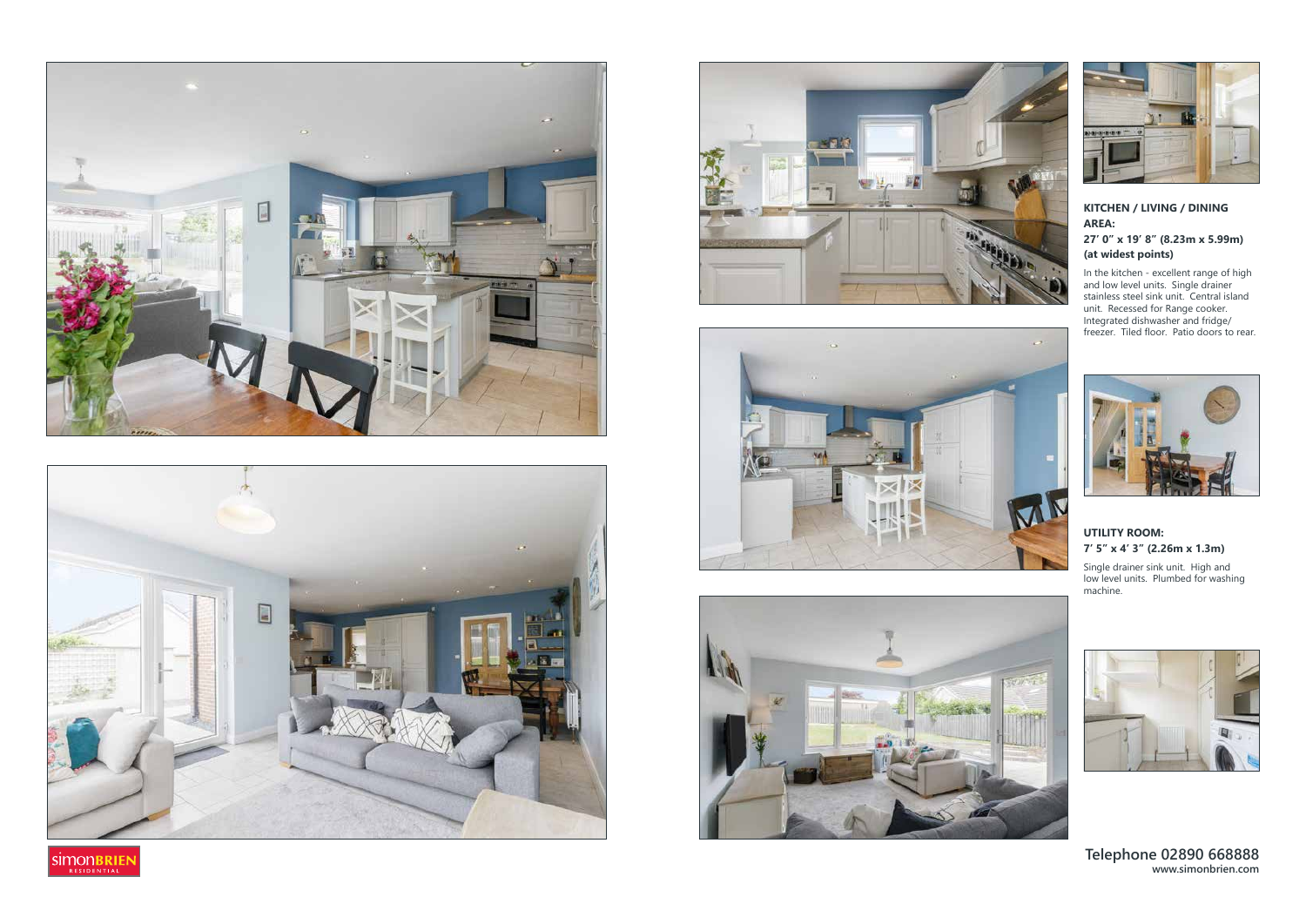**KITCHEN / LIVING / DINING AREA:**
**27′ 0″ x 19′ 8″ (8.23m x 5.99m) (at widest points)**

In the kitchen - excellent range of high and low level units. Single drainer stainless steel sink unit. Central island unit. Recessed for Range cooker. Integrated dishwasher and fridge/ freezer. Tiled floor. Patio doors to rear.

**UTILITY ROOM:**
**7′ 5″ x 4′ 3″ (2.26m x 1.3m)**

Single drainer sink unit. High and low level units. Plumbed for washing machine.

**Telephone 02890 668888**
**www.simonbrien.com**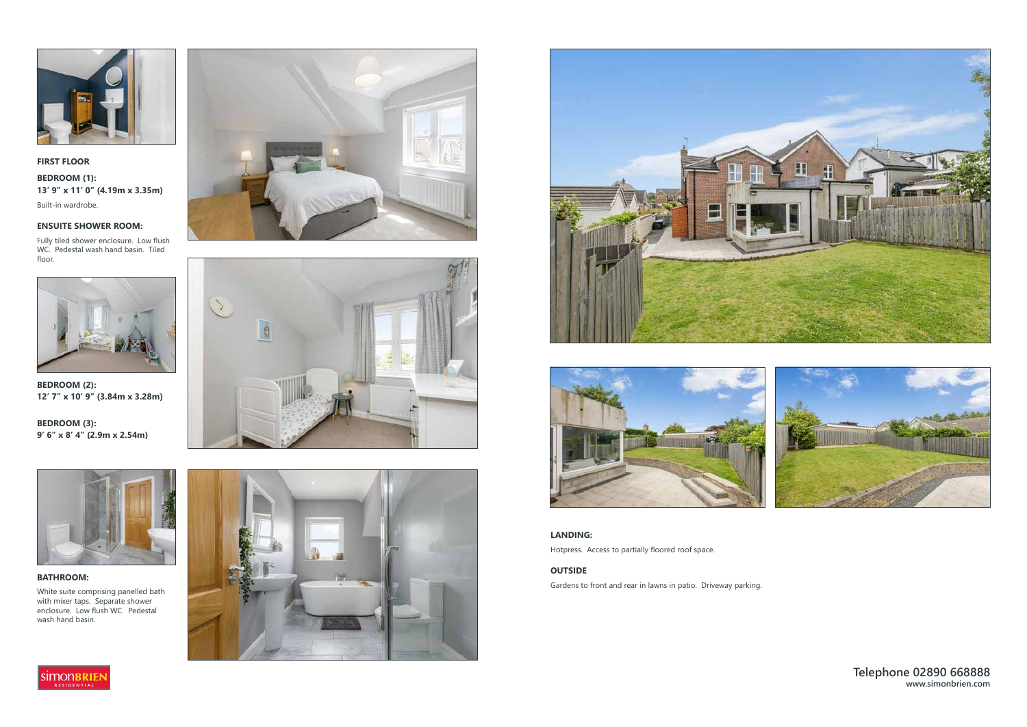**FIRST FLOOR**

**BEDROOM (1):**
**13′ 9″ x 11′ 0″ (4.19m x 3.35m)**

Built-in wardrobe.

**ENSUITE SHOWER ROOM:**

Fully tiled shower enclosure. Low flush WC. Pedestal wash hand basin. Tiled floor.

**BEDROOM (2):**
**12′ 7″ x 10′ 9″ (3.84m x 3.28m)**

**BEDROOM (3):**
**9′ 6″ x 8′ 4″ (2.9m x 2.54m)**

**BATHROOM:**

White suite comprising panelled bath with mixer taps. Separate shower enclosure. Low flush WC. Pedestal wash hand basin.

**LANDING:**

Hotpress. Access to partially floored roof space.

**OUTSIDE**

Gardens to front and rear in lawns in patio. Driveway parking.

**Telephone 02890 668888**
**www.simonbrien.com**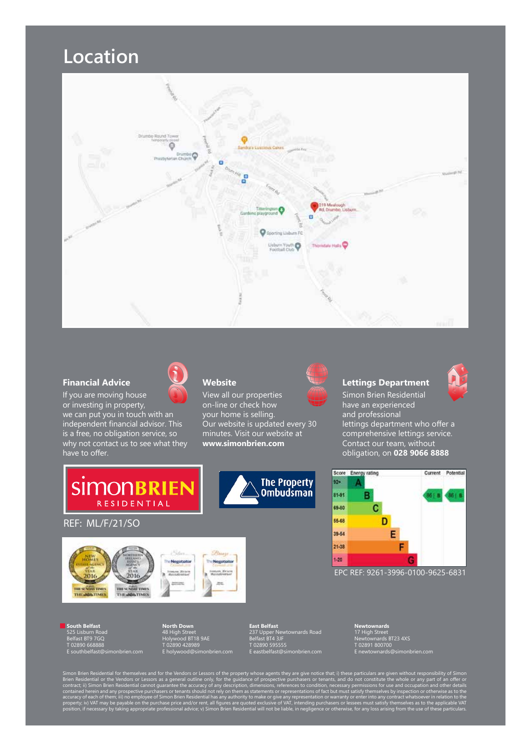# Location

Drumbo Round Tower
Drumbo Presbyterian Church
Sandra's Luscious Cakes
Tillerington Gardens playground
219 Mealough Rd, Drumbo, Lisburn
Sporting Lisburn FC
Lisburn Youth Football Club
Thorndale Halls

### Financial Advice

If you are moving house or investing in property, we can put you in touch with an independent financial advisor. This is a free, no obligation service, so why not contact us to see what they have to offer.

### Website

View all our properties on-line or check how your home is selling. Our website is updated every 30 minutes. Visit our website at **www.simonbrien.com**

### Lettings Department

Simon Brien Residential have an experienced and professional lettings department who offer a comprehensive lettings service. Contact our team, without obligation, on **028 9066 8888**

simonBRIEN RESIDENTIAL

REF: ML/F/21/SO

The Property Ombudsman

Score | Energy rating | Current | Potential

92+ A
81-91 B
69-80 C
55-68 D
39-54 E
21-38 F
1-20 G

86 | B
86 | B

EPC REF: 9261-3996-0100-9625-6831

**South Belfast**
525 Lisburn Road
Belfast BT9 7GQ
T 02890 668888
E southbelfast@simonbrien.com

**North Down**
48 High Street
Holywood BT18 9AE
T 02890 428989
E holywood@simonbrien.com

**East Belfast**
237 Upper Newtownards Road
Belfast BT4 3JF
T 02890 595555
E eastbelfast@simonbrien.com

**Newtownards**
17 High Street
Newtownards BT23 4XS
T 02891 800700
E newtownards@simonbrien.com

Simon Brien Residential for themselves and for the Vendors or Lessors of the property whose agents they are give notice that; i) these particulars are given without responsibility of Simon Brien Residential or the Vendors or Lessors as a general outline only, for the guidance of prospective purchasers or tenants, and do not constitute the whole or any part of an offer or contract; ii) Simon Brien Residential cannot guarantee the accuracy of any description, dimensions, references to condition, necessary permissions for use and occupation and other details contained herein and any prospective purchasers or tenants should not rely on them as statements or representations of fact but must satisfy themselves by inspection or otherwise as to the accuracy of each of them; iii) no employee of Simon Brien Residential has any authority to make or give any representation or warranty or enter into any contract whatsoever in relation to the property; iv) VAT may be payable on the purchase price and/or rent, all figures are quoted exclusive of VAT, intending purchasers or lessees must satisfy themselves as to the applicable VAT position, if necessary by taking appropriate professional advice; v) Simon Brien Residential will not be liable, in negligence or otherwise, for any loss arising from the use of these particulars.